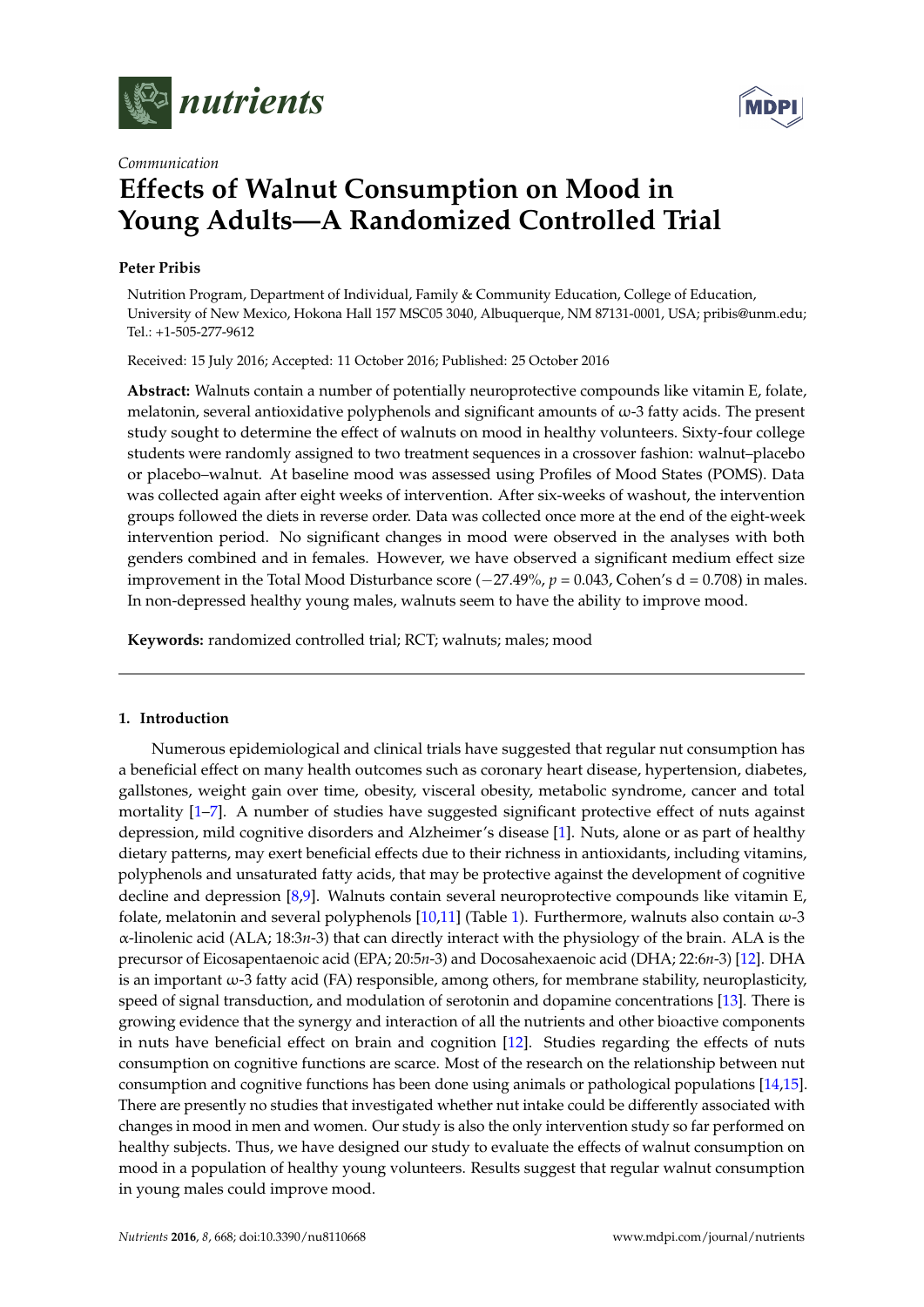*Communication*

# Effects of Walnut Consumption on Mood in Young Adults—A Randomized Controlled Trial

**Peter Pribis**

Nutrition Program, Department of Individual, Family & Community Education, College of Education, University of New Mexico, Hokona Hall 157 MSC05 3040, Albuquerque, NM 87131-0001, USA; pribis@unm.edu; Tel.: +1-505-277-9612

Received: 15 July 2016; Accepted: 11 October 2016; Published: 25 October 2016

**Abstract:** Walnuts contain a number of potentially neuroprotective compounds like vitamin E, folate, melatonin, several antioxidative polyphenols and significant amounts of ω-3 fatty acids. The present study sought to determine the effect of walnuts on mood in healthy volunteers. Sixty-four college students were randomly assigned to two treatment sequences in a crossover fashion: walnut–placebo or placebo–walnut. At baseline mood was assessed using Profiles of Mood States (POMS). Data was collected again after eight weeks of intervention. After six-weeks of washout, the intervention groups followed the diets in reverse order. Data was collected once more at the end of the eight-week intervention period. No significant changes in mood were observed in the analyses with both genders combined and in females. However, we have observed a significant medium effect size improvement in the Total Mood Disturbance score (−27.49%, $p = 0.043$, Cohen's d = 0.708) in males. In non-depressed healthy young males, walnuts seem to have the ability to improve mood.

**Keywords:** randomized controlled trial; RCT; walnuts; males; mood

## 1. Introduction

Numerous epidemiological and clinical trials have suggested that regular nut consumption has a beneficial effect on many health outcomes such as coronary heart disease, hypertension, diabetes, gallstones, weight gain over time, obesity, visceral obesity, metabolic syndrome, cancer and total mortality [1–7]. A number of studies have suggested significant protective effect of nuts against depression, mild cognitive disorders and Alzheimer's disease [1]. Nuts, alone or as part of healthy dietary patterns, may exert beneficial effects due to their richness in antioxidants, including vitamins, polyphenols and unsaturated fatty acids, that may be protective against the development of cognitive decline and depression [8,9]. Walnuts contain several neuroprotective compounds like vitamin E, folate, melatonin and several polyphenols [10,11] (Table 1). Furthermore, walnuts also contain ω-3 α-linolenic acid (ALA; 18:3*n*-3) that can directly interact with the physiology of the brain. ALA is the precursor of Eicosapentaenoic acid (EPA; 20:5*n*-3) and Docosahexaenoic acid (DHA; 22:6*n*-3) [12]. DHA is an important ω-3 fatty acid (FA) responsible, among others, for membrane stability, neuroplasticity, speed of signal transduction, and modulation of serotonin and dopamine concentrations [13]. There is growing evidence that the synergy and interaction of all the nutrients and other bioactive components in nuts have beneficial effect on brain and cognition [12]. Studies regarding the effects of nuts consumption on cognitive functions are scarce. Most of the research on the relationship between nut consumption and cognitive functions has been done using animals or pathological populations [14,15]. There are presently no studies that investigated whether nut intake could be differently associated with changes in mood in men and women. Our study is also the only intervention study so far performed on healthy subjects. Thus, we have designed our study to evaluate the effects of walnut consumption on mood in a population of healthy young volunteers. Results suggest that regular walnut consumption in young males could improve mood.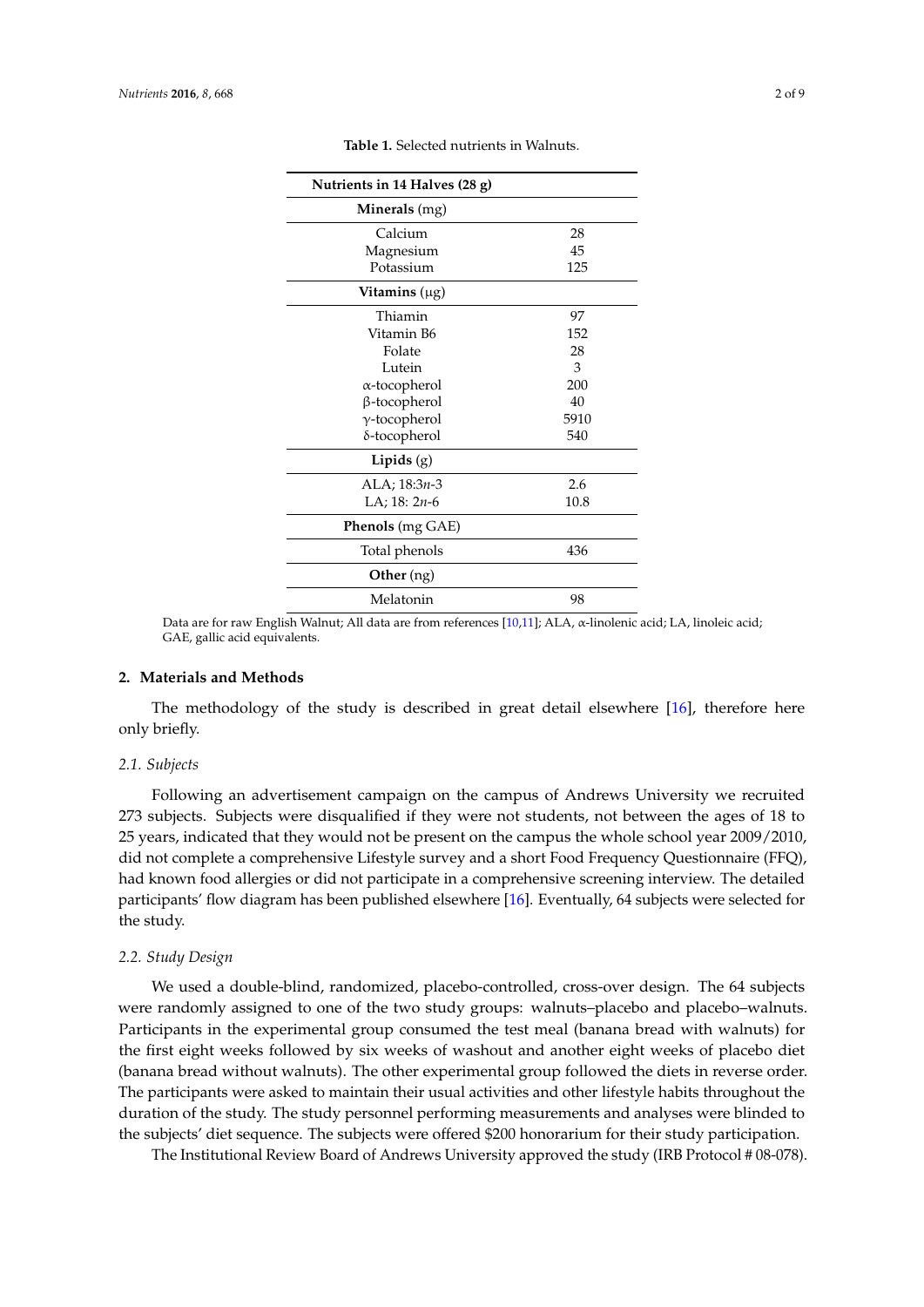**Table 1.** Selected nutrients in Walnuts.

| Nutrients in 14 Halves (28 g) | |
|---|---|
| **Minerals** (mg) | |
| Calcium | 28 |
| Magnesium | 45 |
| Potassium | 125 |
| **Vitamins** (μg) | |
| Thiamin | 97 |
| Vitamin B6 | 152 |
| Folate | 28 |
| Lutein | 3 |
| α-tocopherol | 200 |
| β-tocopherol | 40 |
| γ-tocopherol | 5910 |
| δ-tocopherol | 540 |
| **Lipids** (g) | |
| ALA; 18:3*n*-3 | 2.6 |
| LA; 18: 2*n*-6 | 10.8 |
| **Phenols** (mg GAE) | |
| Total phenols | 436 |
| **Other** (ng) | |
| Melatonin | 98 |

Data are for raw English Walnut; All data are from references [10,11]; ALA, α-linolenic acid; LA, linoleic acid; GAE, gallic acid equivalents.

## 2. Materials and Methods

The methodology of the study is described in great detail elsewhere [16], therefore here only briefly.

### 2.1. Subjects

Following an advertisement campaign on the campus of Andrews University we recruited 273 subjects. Subjects were disqualified if they were not students, not between the ages of 18 to 25 years, indicated that they would not be present on the campus the whole school year 2009/2010, did not complete a comprehensive Lifestyle survey and a short Food Frequency Questionnaire (FFQ), had known food allergies or did not participate in a comprehensive screening interview. The detailed participants' flow diagram has been published elsewhere [16]. Eventually, 64 subjects were selected for the study.

### 2.2. Study Design

We used a double-blind, randomized, placebo-controlled, cross-over design. The 64 subjects were randomly assigned to one of the two study groups: walnuts–placebo and placebo–walnuts. Participants in the experimental group consumed the test meal (banana bread with walnuts) for the first eight weeks followed by six weeks of washout and another eight weeks of placebo diet (banana bread without walnuts). The other experimental group followed the diets in reverse order. The participants were asked to maintain their usual activities and other lifestyle habits throughout the duration of the study. The study personnel performing measurements and analyses were blinded to the subjects' diet sequence. The subjects were offered $200 honorarium for their study participation.

The Institutional Review Board of Andrews University approved the study (IRB Protocol # 08-078).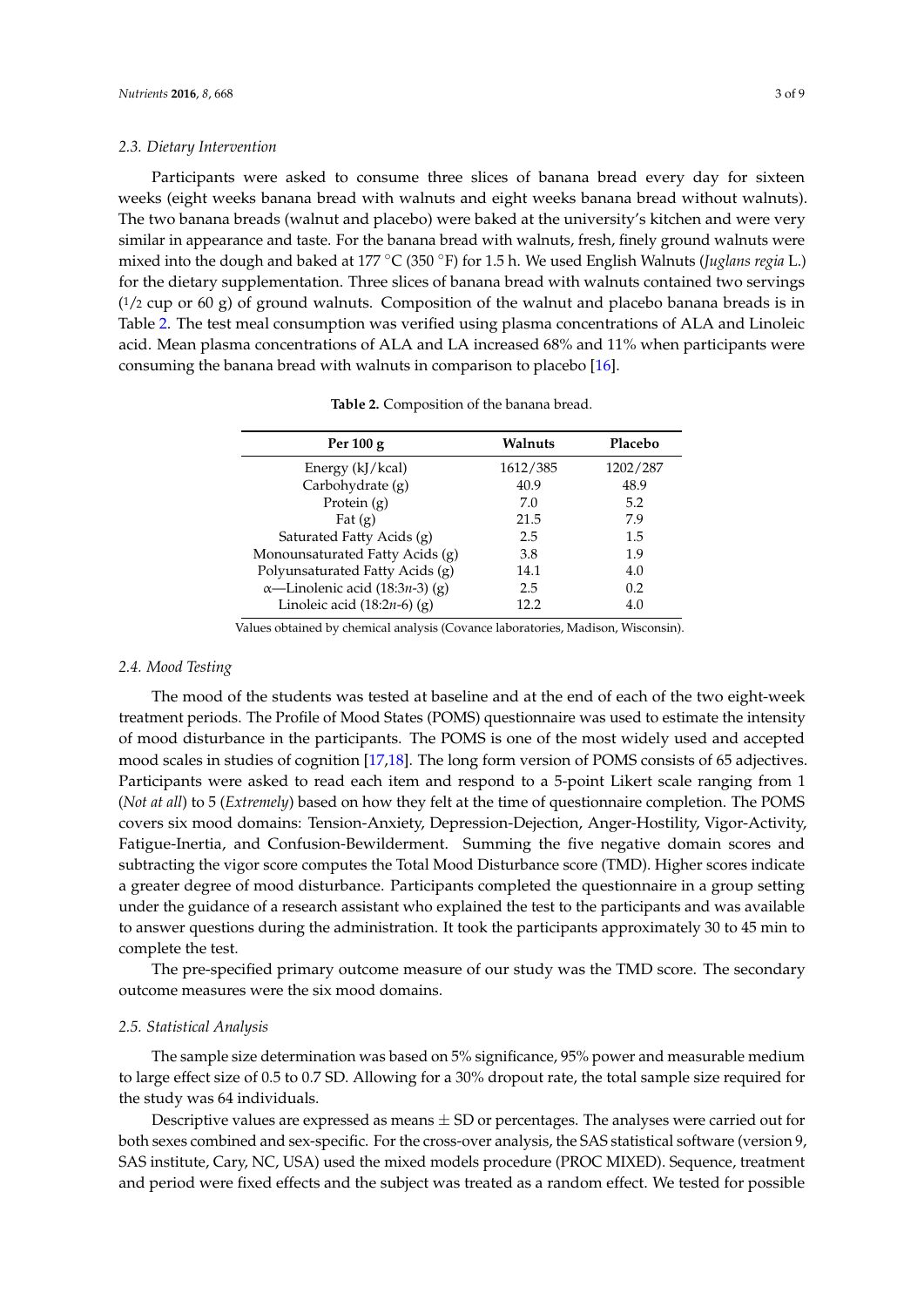### 2.3. Dietary Intervention

Participants were asked to consume three slices of banana bread every day for sixteen weeks (eight weeks banana bread with walnuts and eight weeks banana bread without walnuts). The two banana breads (walnut and placebo) were baked at the university's kitchen and were very similar in appearance and taste. For the banana bread with walnuts, fresh, finely ground walnuts were mixed into the dough and baked at 177 °C (350 °F) for 1.5 h. We used English Walnuts (*Juglans regia* L.) for the dietary supplementation. Three slices of banana bread with walnuts contained two servings (1/2 cup or 60 g) of ground walnuts. Composition of the walnut and placebo banana breads is in Table 2. The test meal consumption was verified using plasma concentrations of ALA and Linoleic acid. Mean plasma concentrations of ALA and LA increased 68% and 11% when participants were consuming the banana bread with walnuts in comparison to placebo [16].

**Table 2.** Composition of the banana bread.

| Per 100 g | Walnuts | Placebo |
|---|---|---|
| Energy (kJ/kcal) | 1612/385 | 1202/287 |
| Carbohydrate (g) | 40.9 | 48.9 |
| Protein (g) | 7.0 | 5.2 |
| Fat (g) | 21.5 | 7.9 |
| Saturated Fatty Acids (g) | 2.5 | 1.5 |
| Monounsaturated Fatty Acids (g) | 3.8 | 1.9 |
| Polyunsaturated Fatty Acids (g) | 14.1 | 4.0 |
| α—Linolenic acid (18:3*n*-3) (g) | 2.5 | 0.2 |
| Linoleic acid (18:2*n*-6) (g) | 12.2 | 4.0 |

Values obtained by chemical analysis (Covance laboratories, Madison, Wisconsin).

### 2.4. Mood Testing

The mood of the students was tested at baseline and at the end of each of the two eight-week treatment periods. The Profile of Mood States (POMS) questionnaire was used to estimate the intensity of mood disturbance in the participants. The POMS is one of the most widely used and accepted mood scales in studies of cognition [17,18]. The long form version of POMS consists of 65 adjectives. Participants were asked to read each item and respond to a 5-point Likert scale ranging from 1 (*Not at all*) to 5 (*Extremely*) based on how they felt at the time of questionnaire completion. The POMS covers six mood domains: Tension-Anxiety, Depression-Dejection, Anger-Hostility, Vigor-Activity, Fatigue-Inertia, and Confusion-Bewilderment. Summing the five negative domain scores and subtracting the vigor score computes the Total Mood Disturbance score (TMD). Higher scores indicate a greater degree of mood disturbance. Participants completed the questionnaire in a group setting under the guidance of a research assistant who explained the test to the participants and was available to answer questions during the administration. It took the participants approximately 30 to 45 min to complete the test.

The pre-specified primary outcome measure of our study was the TMD score. The secondary outcome measures were the six mood domains.

### 2.5. Statistical Analysis

The sample size determination was based on 5% significance, 95% power and measurable medium to large effect size of 0.5 to 0.7 SD. Allowing for a 30% dropout rate, the total sample size required for the study was 64 individuals.

Descriptive values are expressed as means ± SD or percentages. The analyses were carried out for both sexes combined and sex-specific. For the cross-over analysis, the SAS statistical software (version 9, SAS institute, Cary, NC, USA) used the mixed models procedure (PROC MIXED). Sequence, treatment and period were fixed effects and the subject was treated as a random effect. We tested for possible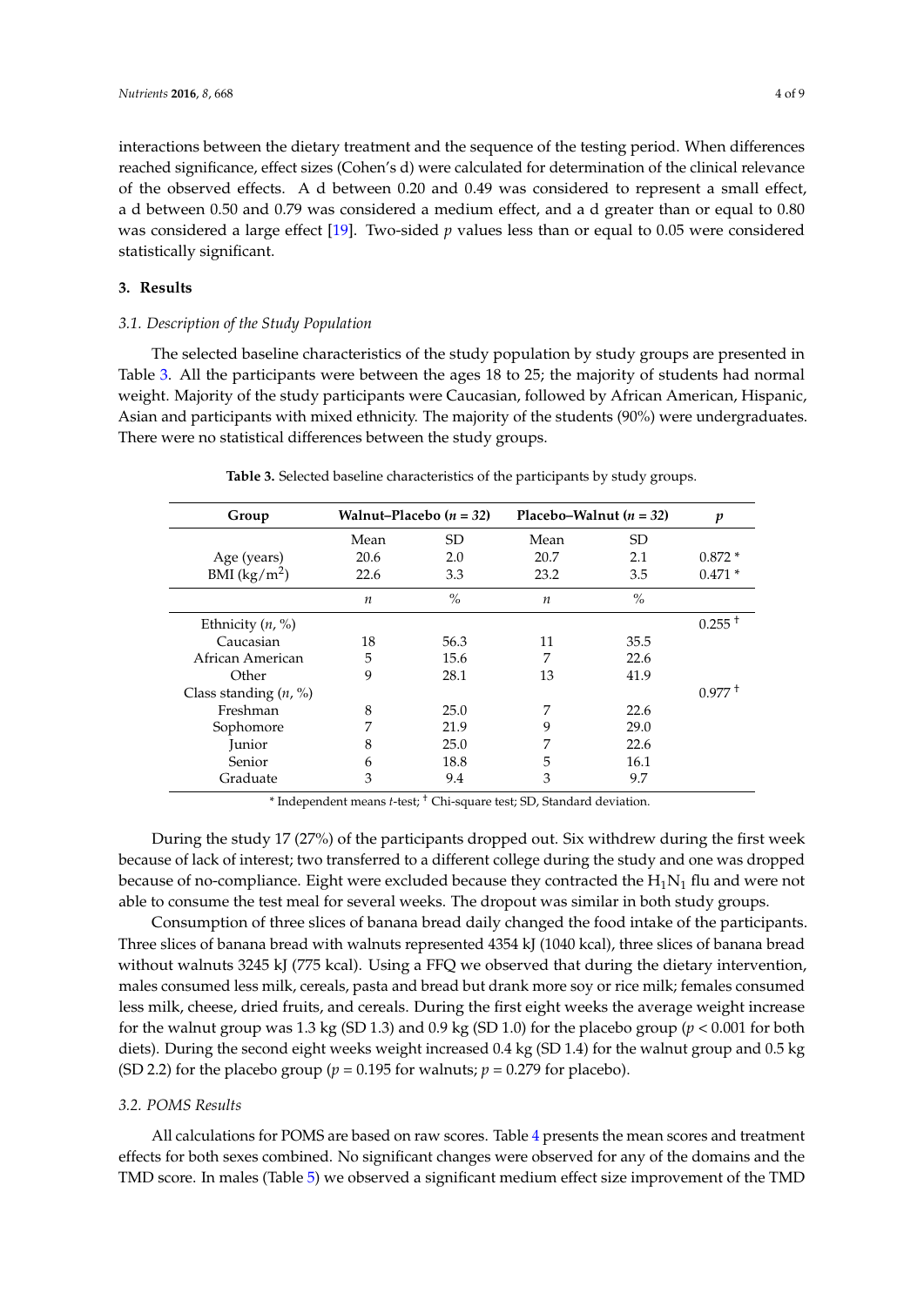interactions between the dietary treatment and the sequence of the testing period. When differences reached significance, effect sizes (Cohen's d) were calculated for determination of the clinical relevance of the observed effects. A d between 0.20 and 0.49 was considered to represent a small effect, a d between 0.50 and 0.79 was considered a medium effect, and a d greater than or equal to 0.80 was considered a large effect [19]. Two-sided $p$ values less than or equal to 0.05 were considered statistically significant.

## 3. Results

### 3.1. Description of the Study Population

The selected baseline characteristics of the study population by study groups are presented in Table 3. All the participants were between the ages 18 to 25; the majority of students had normal weight. Majority of the study participants were Caucasian, followed by African American, Hispanic, Asian and participants with mixed ethnicity. The majority of the students (90%) were undergraduates. There were no statistical differences between the study groups.

**Table 3.** Selected baseline characteristics of the participants by study groups.

| Group | Walnut–Placebo ($n$ = 32) | | Placebo–Walnut ($n$ = 32) | | $p$ |
|---|---|---|---|---|---|
| | Mean | SD | Mean | SD | |
| Age (years) | 20.6 | 2.0 | 20.7 | 2.1 | 0.872 * |
| BMI (kg/m$^2$) | 22.6 | 3.3 | 23.2 | 3.5 | 0.471 * |
| | $n$ | % | $n$ | % | |
| Ethnicity ($n$, %) | | | | | 0.255 † |
| Caucasian | 18 | 56.3 | 11 | 35.5 | |
| African American | 5 | 15.6 | 7 | 22.6 | |
| Other | 9 | 28.1 | 13 | 41.9 | |
| Class standing ($n$, %) | | | | | 0.977 † |
| Freshman | 8 | 25.0 | 7 | 22.6 | |
| Sophomore | 7 | 21.9 | 9 | 29.0 | |
| Junior | 8 | 25.0 | 7 | 22.6 | |
| Senior | 6 | 18.8 | 5 | 16.1 | |
| Graduate | 3 | 9.4 | 3 | 9.7 | |

\* Independent means $t$-test; † Chi-square test; SD, Standard deviation.

During the study 17 (27%) of the participants dropped out. Six withdrew during the first week because of lack of interest; two transferred to a different college during the study and one was dropped because of no-compliance. Eight were excluded because they contracted the $H_1N_1$ flu and were not able to consume the test meal for several weeks. The dropout was similar in both study groups.

Consumption of three slices of banana bread daily changed the food intake of the participants. Three slices of banana bread with walnuts represented 4354 kJ (1040 kcal), three slices of banana bread without walnuts 3245 kJ (775 kcal). Using a FFQ we observed that during the dietary intervention, males consumed less milk, cereals, pasta and bread but drank more soy or rice milk; females consumed less milk, cheese, dried fruits, and cereals. During the first eight weeks the average weight increase for the walnut group was 1.3 kg (SD 1.3) and 0.9 kg (SD 1.0) for the placebo group ($p < 0.001$ for both diets). During the second eight weeks weight increased 0.4 kg (SD 1.4) for the walnut group and 0.5 kg (SD 2.2) for the placebo group ($p = 0.195$ for walnuts; $p = 0.279$ for placebo).

### 3.2. POMS Results

All calculations for POMS are based on raw scores. Table 4 presents the mean scores and treatment effects for both sexes combined. No significant changes were observed for any of the domains and the TMD score. In males (Table 5) we observed a significant medium effect size improvement of the TMD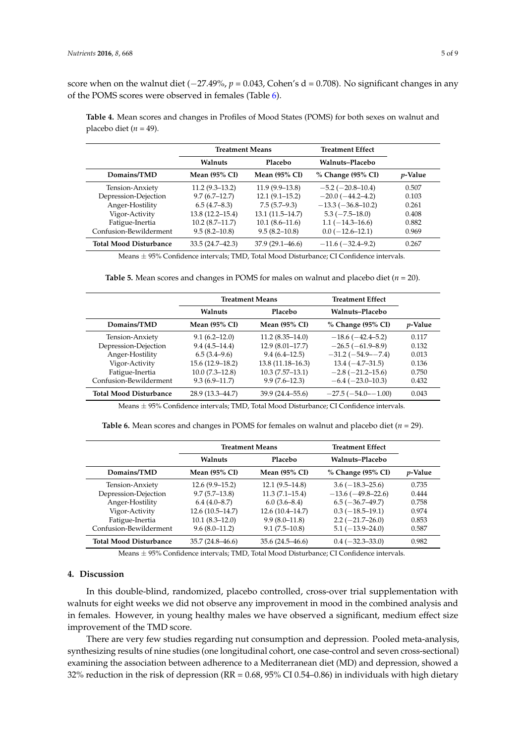score when on the walnut diet (−27.49%, $p = 0.043$, Cohen's d = 0.708). No significant changes in any of the POMS scores were observed in females (Table 6).

**Table 4.** Mean scores and changes in Profiles of Mood States (POMS) for both sexes on walnut and placebo diet ($n = 49$).

| | Treatment Means | | Treatment Effect | |
|---|---|---|---|---|
| | Walnuts | Placebo | Walnuts–Placebo | |
| **Domains/TMD** | **Mean (95% CI)** | **Mean (95% CI)** | **% Change (95% CI)** | ***p*-Value** |
| Tension-Anxiety | 11.2 (9.3–13.2) | 11.9 (9.9–13.8) | −5.2 (−20.8–10.4) | 0.507 |
| Depression-Dejection | 9.7 (6.7–12.7) | 12.1 (9.1–15.2) | −20.0 (−44.2–4.2) | 0.103 |
| Anger-Hostility | 6.5 (4.7–8.3) | 7.5 (5.7–9.3) | −13.3 (−36.8–10.2) | 0.261 |
| Vigor-Activity | 13.8 (12.2–15.4) | 13.1 (11.5–14.7) | 5.3 (−7.5–18.0) | 0.408 |
| Fatigue-Inertia | 10.2 (8.7–11.7) | 10.1 (8.6–11.6) | 1.1 (−14.3–16.6) | 0.882 |
| Confusion-Bewilderment | 9.5 (8.2–10.8) | 9.5 (8.2–10.8) | 0.0 (−12.6–12.1) | 0.969 |
| **Total Mood Disturbance** | 33.5 (24.7–42.3) | 37.9 (29.1–46.6) | −11.6 (−32.4–9.2) | 0.267 |

Means ± 95% Confidence intervals; TMD, Total Mood Disturbance; CI Confidence intervals.

**Table 5.** Mean scores and changes in POMS for males on walnut and placebo diet ($n = 20$).

| | Treatment Means | | Treatment Effect | |
|---|---|---|---|---|
| | Walnuts | Placebo | Walnuts–Placebo | |
| **Domains/TMD** | **Mean (95% CI)** | **Mean (95% CI)** | **% Change (95% CI)** | ***p*-Value** |
| Tension-Anxiety | 9.1 (6.2–12.0) | 11.2 (8.35–14.0) | −18.6 (−42.4–5.2) | 0.117 |
| Depression-Dejection | 9.4 (4.5–14.4) | 12.9 (8.01–17.7) | −26.5 (−61.9–8.9) | 0.132 |
| Anger-Hostility | 6.5 (3.4–9.6) | 9.4 (6.4–12.5) | −31.2 (−54.9–−7.4) | 0.013 |
| Vigor-Activity | 15.6 (12.9–18.2) | 13.8 (11.18–16.3) | 13.4 (−4.7–31.5) | 0.136 |
| Fatigue-Inertia | 10.0 (7.3–12.8) | 10.3 (7.57–13.1) | −2.8 (−21.2–15.6) | 0.750 |
| Confusion-Bewilderment | 9.3 (6.9–11.7) | 9.9 (7.6–12.3) | −6.4 (−23.0–10.3) | 0.432 |
| **Total Mood Disturbance** | 28.9 (13.3–44.7) | 39.9 (24.4–55.6) | −27.5 (−54.0–−1.00) | 0.043 |

Means ± 95% Confidence intervals; TMD, Total Mood Disturbance; CI Confidence intervals.

**Table 6.** Mean scores and changes in POMS for females on walnut and placebo diet ($n = 29$).

| | Treatment Means | | Treatment Effect | |
|---|---|---|---|---|
| | Walnuts | Placebo | Walnuts–Placebo | |
| **Domains/TMD** | **Mean (95% CI)** | **Mean (95% CI)** | **% Change (95% CI)** | ***p*-Value** |
| Tension-Anxiety | 12.6 (9.9–15.2) | 12.1 (9.5–14.8) | 3.6 (−18.3–25.6) | 0.735 |
| Depression-Dejection | 9.7 (5.7–13.8) | 11.3 (7.1–15.4) | −13.6 (−49.8–22.6) | 0.444 |
| Anger-Hostility | 6.4 (4.0–8.7) | 6.0 (3.6–8.4) | 6.5 (−36.7–49.7) | 0.758 |
| Vigor-Activity | 12.6 (10.5–14.7) | 12.6 (10.4–14.7) | 0.3 (−18.5–19.1) | 0.974 |
| Fatigue-Inertia | 10.1 (8.3–12.0) | 9.9 (8.0–11.8) | 2.2 (−21.7–26.0) | 0.853 |
| Confusion-Bewilderment | 9.6 (8.0–11.2) | 9.1 (7.5–10.8) | 5.1 (−13.9–24.0) | 0.587 |
| **Total Mood Disturbance** | 35.7 (24.8–46.6) | 35.6 (24.5–46.6) | 0.4 (−32.3–33.0) | 0.982 |

Means ± 95% Confidence intervals; TMD, Total Mood Disturbance; CI Confidence intervals.

## 4. Discussion

In this double-blind, randomized, placebo controlled, cross-over trial supplementation with walnuts for eight weeks we did not observe any improvement in mood in the combined analysis and in females. However, in young healthy males we have observed a significant, medium effect size improvement of the TMD score.

There are very few studies regarding nut consumption and depression. Pooled meta-analysis, synthesizing results of nine studies (one longitudinal cohort, one case-control and seven cross-sectional) examining the association between adherence to a Mediterranean diet (MD) and depression, showed a 32% reduction in the risk of depression (RR = 0.68, 95% CI 0.54–0.86) in individuals with high dietary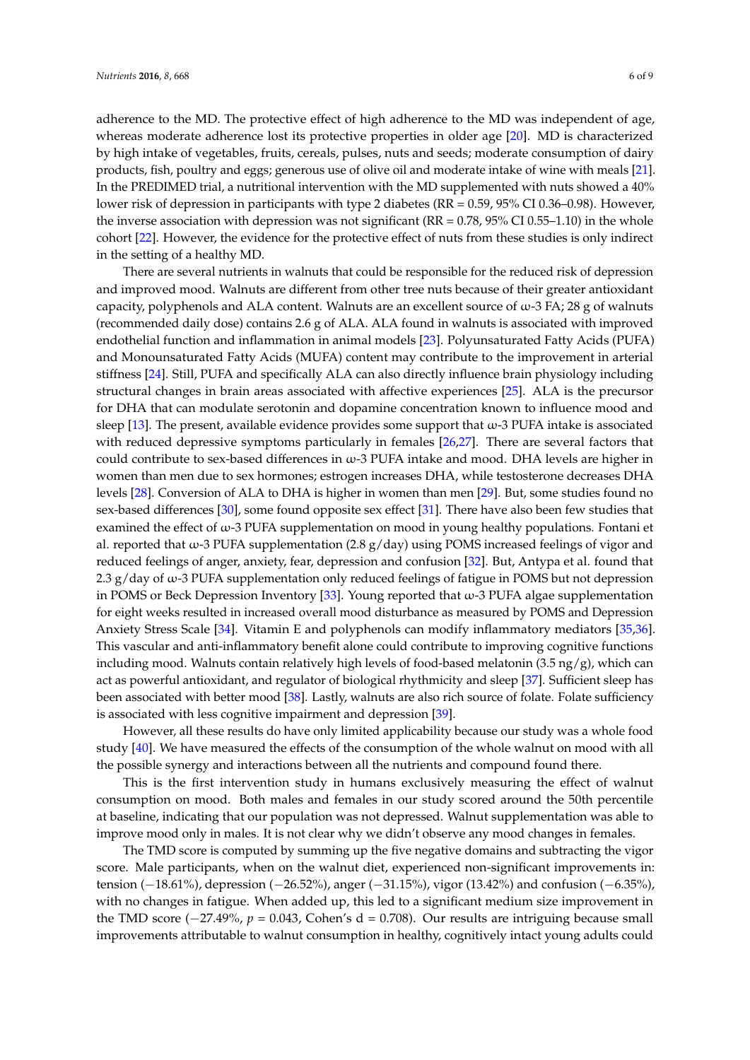adherence to the MD. The protective effect of high adherence to the MD was independent of age, whereas moderate adherence lost its protective properties in older age [20]. MD is characterized by high intake of vegetables, fruits, cereals, pulses, nuts and seeds; moderate consumption of dairy products, fish, poultry and eggs; generous use of olive oil and moderate intake of wine with meals [21]. In the PREDIMED trial, a nutritional intervention with the MD supplemented with nuts showed a 40% lower risk of depression in participants with type 2 diabetes (RR = 0.59, 95% CI 0.36–0.98). However, the inverse association with depression was not significant (RR = 0.78, 95% CI 0.55–1.10) in the whole cohort [22]. However, the evidence for the protective effect of nuts from these studies is only indirect in the setting of a healthy MD.

There are several nutrients in walnuts that could be responsible for the reduced risk of depression and improved mood. Walnuts are different from other tree nuts because of their greater antioxidant capacity, polyphenols and ALA content. Walnuts are an excellent source of ω-3 FA; 28 g of walnuts (recommended daily dose) contains 2.6 g of ALA. ALA found in walnuts is associated with improved endothelial function and inflammation in animal models [23]. Polyunsaturated Fatty Acids (PUFA) and Monounsaturated Fatty Acids (MUFA) content may contribute to the improvement in arterial stiffness [24]. Still, PUFA and specifically ALA can also directly influence brain physiology including structural changes in brain areas associated with affective experiences [25]. ALA is the precursor for DHA that can modulate serotonin and dopamine concentration known to influence mood and sleep [13]. The present, available evidence provides some support that ω-3 PUFA intake is associated with reduced depressive symptoms particularly in females [26,27]. There are several factors that could contribute to sex-based differences in ω-3 PUFA intake and mood. DHA levels are higher in women than men due to sex hormones; estrogen increases DHA, while testosterone decreases DHA levels [28]. Conversion of ALA to DHA is higher in women than men [29]. But, some studies found no sex-based differences [30], some found opposite sex effect [31]. There have also been few studies that examined the effect of ω-3 PUFA supplementation on mood in young healthy populations. Fontani et al. reported that ω-3 PUFA supplementation (2.8 g/day) using POMS increased feelings of vigor and reduced feelings of anger, anxiety, fear, depression and confusion [32]. But, Antypa et al. found that 2.3 g/day of ω-3 PUFA supplementation only reduced feelings of fatigue in POMS but not depression in POMS or Beck Depression Inventory [33]. Young reported that ω-3 PUFA algae supplementation for eight weeks resulted in increased overall mood disturbance as measured by POMS and Depression Anxiety Stress Scale [34]. Vitamin E and polyphenols can modify inflammatory mediators [35,36]. This vascular and anti-inflammatory benefit alone could contribute to improving cognitive functions including mood. Walnuts contain relatively high levels of food-based melatonin (3.5 ng/g), which can act as powerful antioxidant, and regulator of biological rhythmicity and sleep [37]. Sufficient sleep has been associated with better mood [38]. Lastly, walnuts are also rich source of folate. Folate sufficiency is associated with less cognitive impairment and depression [39].

However, all these results do have only limited applicability because our study was a whole food study [40]. We have measured the effects of the consumption of the whole walnut on mood with all the possible synergy and interactions between all the nutrients and compound found there.

This is the first intervention study in humans exclusively measuring the effect of walnut consumption on mood. Both males and females in our study scored around the 50th percentile at baseline, indicating that our population was not depressed. Walnut supplementation was able to improve mood only in males. It is not clear why we didn't observe any mood changes in females.

The TMD score is computed by summing up the five negative domains and subtracting the vigor score. Male participants, when on the walnut diet, experienced non-significant improvements in: tension (−18.61%), depression (−26.52%), anger (−31.15%), vigor (13.42%) and confusion (−6.35%), with no changes in fatigue. When added up, this led to a significant medium size improvement in the TMD score (−27.49%, $p$ = 0.043, Cohen's d = 0.708). Our results are intriguing because small improvements attributable to walnut consumption in healthy, cognitively intact young adults could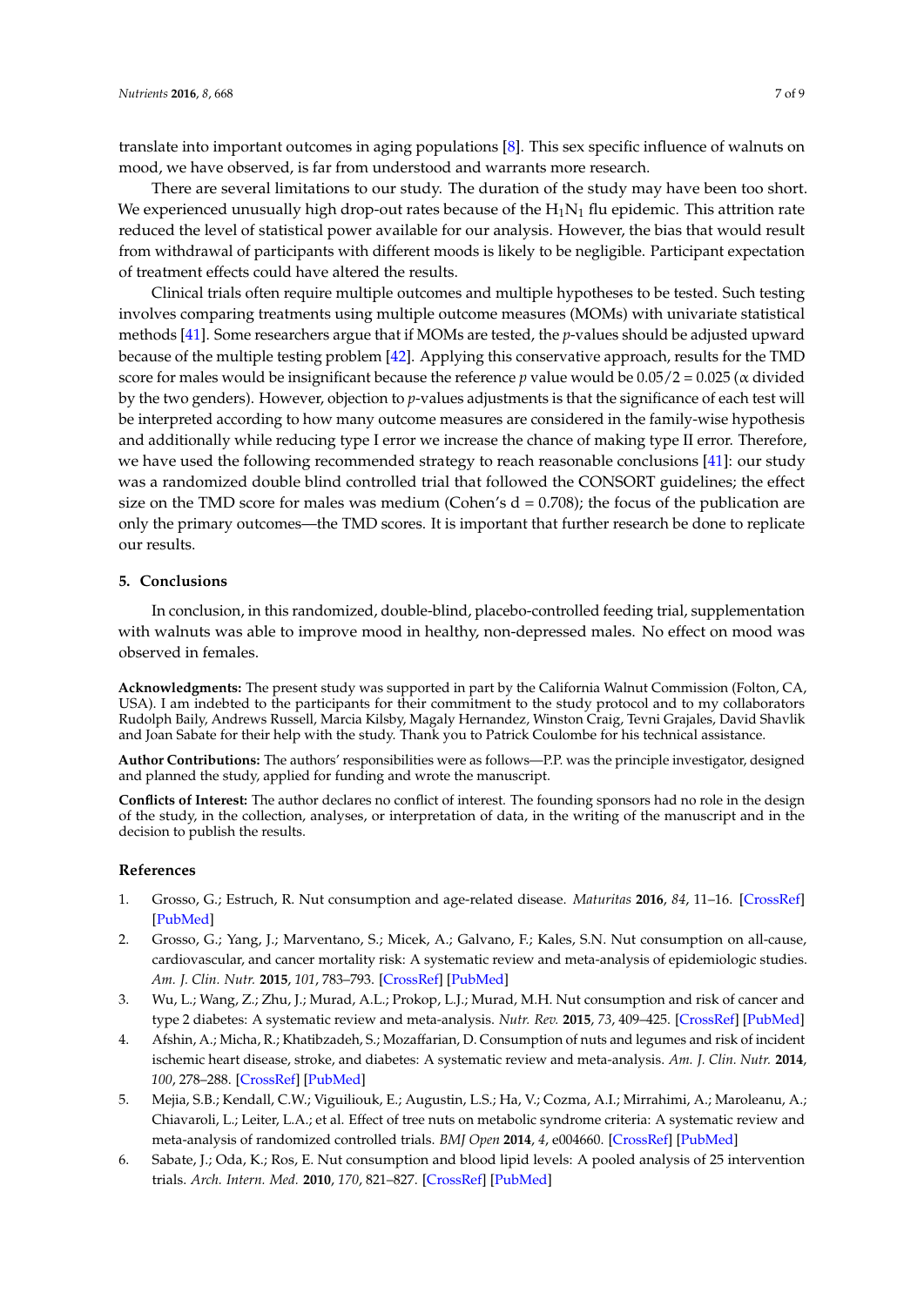translate into important outcomes in aging populations [8]. This sex specific influence of walnuts on mood, we have observed, is far from understood and warrants more research.

There are several limitations to our study. The duration of the study may have been too short. We experienced unusually high drop-out rates because of the $H_1N_1$ flu epidemic. This attrition rate reduced the level of statistical power available for our analysis. However, the bias that would result from withdrawal of participants with different moods is likely to be negligible. Participant expectation of treatment effects could have altered the results.

Clinical trials often require multiple outcomes and multiple hypotheses to be tested. Such testing involves comparing treatments using multiple outcome measures (MOMs) with univariate statistical methods [41]. Some researchers argue that if MOMs are tested, the *p*-values should be adjusted upward because of the multiple testing problem [42]. Applying this conservative approach, results for the TMD score for males would be insignificant because the reference $p$ value would be $0.05/2 = 0.025$ ($\alpha$ divided by the two genders). However, objection to *p*-values adjustments is that the significance of each test will be interpreted according to how many outcome measures are considered in the family-wise hypothesis and additionally while reducing type I error we increase the chance of making type II error. Therefore, we have used the following recommended strategy to reach reasonable conclusions [41]: our study was a randomized double blind controlled trial that followed the CONSORT guidelines; the effect size on the TMD score for males was medium (Cohen's d = 0.708); the focus of the publication are only the primary outcomes—the TMD scores. It is important that further research be done to replicate our results.

## 5. Conclusions

In conclusion, in this randomized, double-blind, placebo-controlled feeding trial, supplementation with walnuts was able to improve mood in healthy, non-depressed males. No effect on mood was observed in females.

**Acknowledgments:** The present study was supported in part by the California Walnut Commission (Folton, CA, USA). I am indebted to the participants for their commitment to the study protocol and to my collaborators Rudolph Baily, Andrews Russell, Marcia Kilsby, Magaly Hernandez, Winston Craig, Tevni Grajales, David Shavlik and Joan Sabate for their help with the study. Thank you to Patrick Coulombe for his technical assistance.

**Author Contributions:** The authors' responsibilities were as follows—P.P. was the principle investigator, designed and planned the study, applied for funding and wrote the manuscript.

**Conflicts of Interest:** The author declares no conflict of interest. The founding sponsors had no role in the design of the study, in the collection, analyses, or interpretation of data, in the writing of the manuscript and in the decision to publish the results.

## References

1. Grosso, G.; Estruch, R. Nut consumption and age-related disease. *Maturitas* **2016**, *84*, 11–16. [CrossRef] [PubMed]
2. Grosso, G.; Yang, J.; Marventano, S.; Micek, A.; Galvano, F.; Kales, S.N. Nut consumption on all-cause, cardiovascular, and cancer mortality risk: A systematic review and meta-analysis of epidemiologic studies. *Am. J. Clin. Nutr.* **2015**, *101*, 783–793. [CrossRef] [PubMed]
3. Wu, L.; Wang, Z.; Zhu, J.; Murad, A.L.; Prokop, L.J.; Murad, M.H. Nut consumption and risk of cancer and type 2 diabetes: A systematic review and meta-analysis. *Nutr. Rev.* **2015**, *73*, 409–425. [CrossRef] [PubMed]
4. Afshin, A.; Micha, R.; Khatibzadeh, S.; Mozaffarian, D. Consumption of nuts and legumes and risk of incident ischemic heart disease, stroke, and diabetes: A systematic review and meta-analysis. *Am. J. Clin. Nutr.* **2014**, *100*, 278–288. [CrossRef] [PubMed]
5. Mejia, S.B.; Kendall, C.W.; Viguiliouk, E.; Augustin, L.S.; Ha, V.; Cozma, A.I.; Mirrahimi, A.; Maroleanu, A.; Chiavaroli, L.; Leiter, L.A.; et al. Effect of tree nuts on metabolic syndrome criteria: A systematic review and meta-analysis of randomized controlled trials. *BMJ Open* **2014**, *4*, e004660. [CrossRef] [PubMed]
6. Sabate, J.; Oda, K.; Ros, E. Nut consumption and blood lipid levels: A pooled analysis of 25 intervention trials. *Arch. Intern. Med.* **2010**, *170*, 821–827. [CrossRef] [PubMed]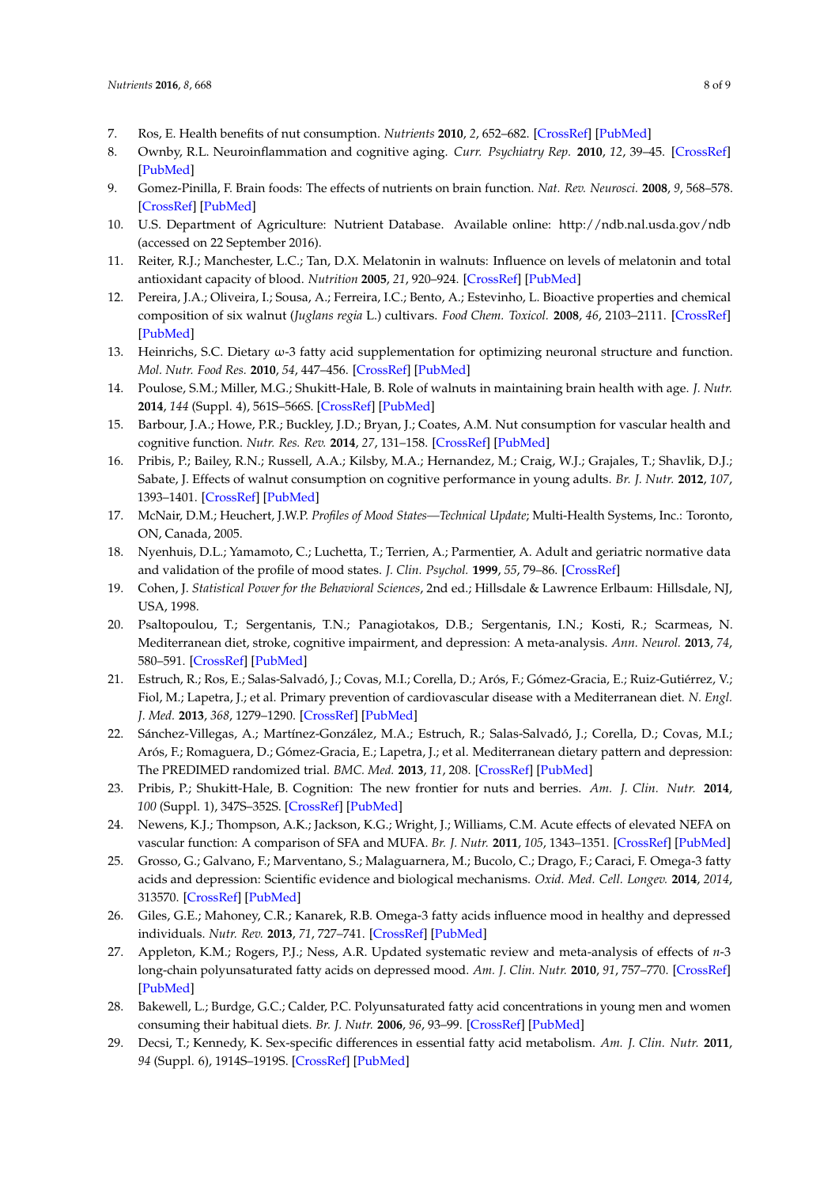7. Ros, E. Health benefits of nut consumption. *Nutrients* **2010**, *2*, 652–682. [CrossRef] [PubMed]
8. Ownby, R.L. Neuroinflammation and cognitive aging. *Curr. Psychiatry Rep.* **2010**, *12*, 39–45. [CrossRef] [PubMed]
9. Gomez-Pinilla, F. Brain foods: The effects of nutrients on brain function. *Nat. Rev. Neurosci.* **2008**, *9*, 568–578. [CrossRef] [PubMed]
10. U.S. Department of Agriculture: Nutrient Database. Available online: http://ndb.nal.usda.gov/ndb (accessed on 22 September 2016).
11. Reiter, R.J.; Manchester, L.C.; Tan, D.X. Melatonin in walnuts: Influence on levels of melatonin and total antioxidant capacity of blood. *Nutrition* **2005**, *21*, 920–924. [CrossRef] [PubMed]
12. Pereira, J.A.; Oliveira, I.; Sousa, A.; Ferreira, I.C.; Bento, A.; Estevinho, L. Bioactive properties and chemical composition of six walnut (*Juglans regia* L.) cultivars. *Food Chem. Toxicol.* **2008**, *46*, 2103–2111. [CrossRef] [PubMed]
13. Heinrichs, S.C. Dietary ω-3 fatty acid supplementation for optimizing neuronal structure and function. *Mol. Nutr. Food Res.* **2010**, *54*, 447–456. [CrossRef] [PubMed]
14. Poulose, S.M.; Miller, M.G.; Shukitt-Hale, B. Role of walnuts in maintaining brain health with age. *J. Nutr.* **2014**, *144* (Suppl. 4), 561S–566S. [CrossRef] [PubMed]
15. Barbour, J.A.; Howe, P.R.; Buckley, J.D.; Bryan, J.; Coates, A.M. Nut consumption for vascular health and cognitive function. *Nutr. Res. Rev.* **2014**, *27*, 131–158. [CrossRef] [PubMed]
16. Pribis, P.; Bailey, R.N.; Russell, A.A.; Kilsby, M.A.; Hernandez, M.; Craig, W.J.; Grajales, T.; Shavlik, D.J.; Sabate, J. Effects of walnut consumption on cognitive performance in young adults. *Br. J. Nutr.* **2012**, *107*, 1393–1401. [CrossRef] [PubMed]
17. McNair, D.M.; Heuchert, J.W.P. *Profiles of Mood States—Technical Update*; Multi-Health Systems, Inc.: Toronto, ON, Canada, 2005.
18. Nyenhuis, D.L.; Yamamoto, C.; Luchetta, T.; Terrien, A.; Parmentier, A. Adult and geriatric normative data and validation of the profile of mood states. *J. Clin. Psychol.* **1999**, *55*, 79–86. [CrossRef]
19. Cohen, J. *Statistical Power for the Behavioral Sciences*, 2nd ed.; Hillsdale & Lawrence Erlbaum: Hillsdale, NJ, USA, 1998.
20. Psaltopoulou, T.; Sergentanis, T.N.; Panagiotakos, D.B.; Sergentanis, I.N.; Kosti, R.; Scarmeas, N. Mediterranean diet, stroke, cognitive impairment, and depression: A meta-analysis. *Ann. Neurol.* **2013**, *74*, 580–591. [CrossRef] [PubMed]
21. Estruch, R.; Ros, E.; Salas-Salvadó, J.; Covas, M.I.; Corella, D.; Arós, F.; Gómez-Gracia, E.; Ruiz-Gutiérrez, V.; Fiol, M.; Lapetra, J.; et al. Primary prevention of cardiovascular disease with a Mediterranean diet. *N. Engl. J. Med.* **2013**, *368*, 1279–1290. [CrossRef] [PubMed]
22. Sánchez-Villegas, A.; Martínez-González, M.A.; Estruch, R.; Salas-Salvadó, J.; Corella, D.; Covas, M.I.; Arós, F.; Romaguera, D.; Gómez-Gracia, E.; Lapetra, J.; et al. Mediterranean dietary pattern and depression: The PREDIMED randomized trial. *BMC. Med.* **2013**, *11*, 208. [CrossRef] [PubMed]
23. Pribis, P.; Shukitt-Hale, B. Cognition: The new frontier for nuts and berries. *Am. J. Clin. Nutr.* **2014**, *100* (Suppl. 1), 347S–352S. [CrossRef] [PubMed]
24. Newens, K.J.; Thompson, A.K.; Jackson, K.G.; Wright, J.; Williams, C.M. Acute effects of elevated NEFA on vascular function: A comparison of SFA and MUFA. *Br. J. Nutr.* **2011**, *105*, 1343–1351. [CrossRef] [PubMed]
25. Grosso, G.; Galvano, F.; Marventano, S.; Malaguarnera, M.; Bucolo, C.; Drago, F.; Caraci, F. Omega-3 fatty acids and depression: Scientific evidence and biological mechanisms. *Oxid. Med. Cell. Longev.* **2014**, *2014*, 313570. [CrossRef] [PubMed]
26. Giles, G.E.; Mahoney, C.R.; Kanarek, R.B. Omega-3 fatty acids influence mood in healthy and depressed individuals. *Nutr. Rev.* **2013**, *71*, 727–741. [CrossRef] [PubMed]
27. Appleton, K.M.; Rogers, P.J.; Ness, A.R. Updated systematic review and meta-analysis of effects of *n*-3 long-chain polyunsaturated fatty acids on depressed mood. *Am. J. Clin. Nutr.* **2010**, *91*, 757–770. [CrossRef] [PubMed]
28. Bakewell, L.; Burdge, G.C.; Calder, P.C. Polyunsaturated fatty acid concentrations in young men and women consuming their habitual diets. *Br. J. Nutr.* **2006**, *96*, 93–99. [CrossRef] [PubMed]
29. Decsi, T.; Kennedy, K. Sex-specific differences in essential fatty acid metabolism. *Am. J. Clin. Nutr.* **2011**, *94* (Suppl. 6), 1914S–1919S. [CrossRef] [PubMed]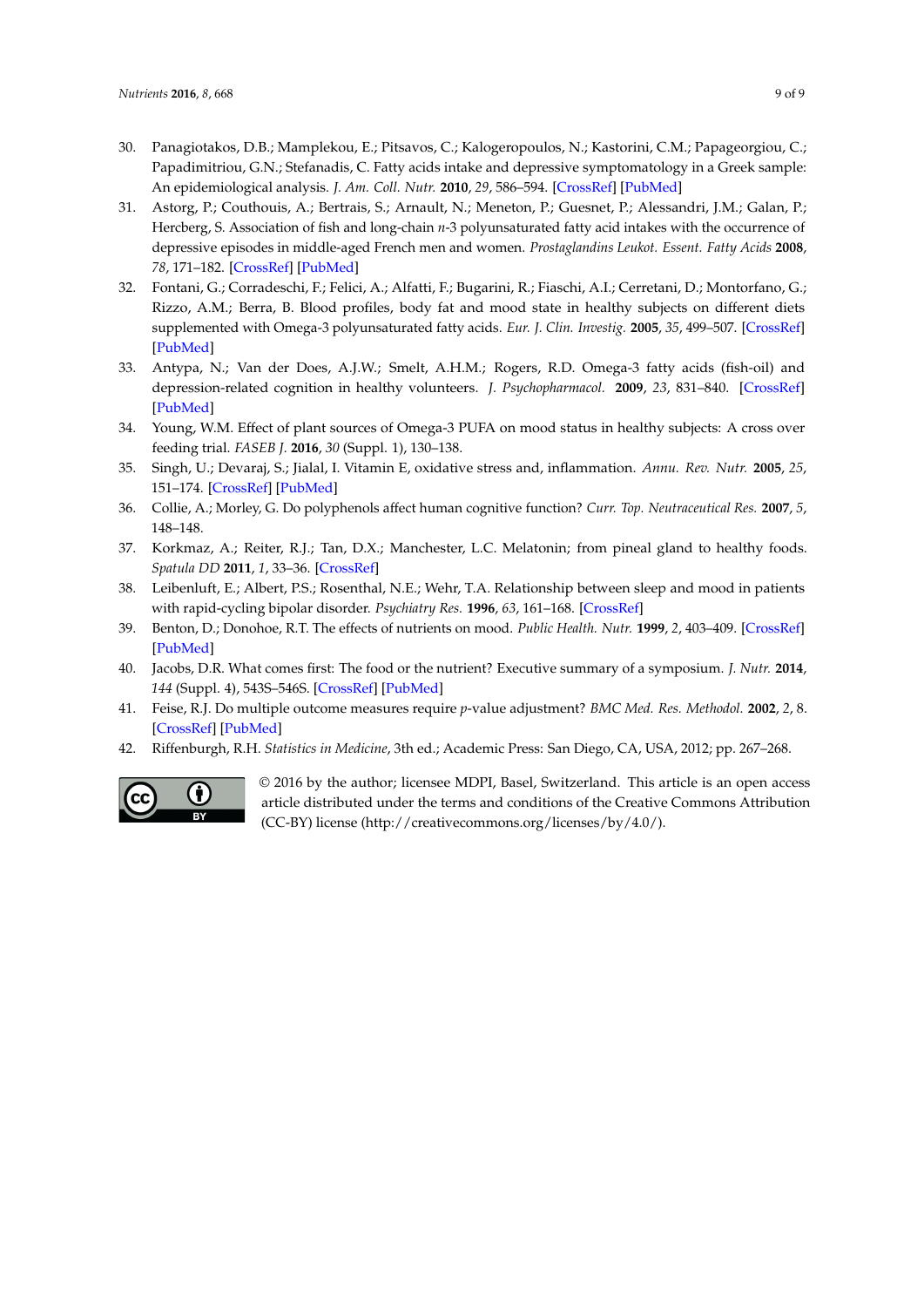30. Panagiotakos, D.B.; Mamplekou, E.; Pitsavos, C.; Kalogeropoulos, N.; Kastorini, C.M.; Papageorgiou, C.; Papadimitriou, G.N.; Stefanadis, C. Fatty acids intake and depressive symptomatology in a Greek sample: An epidemiological analysis. *J. Am. Coll. Nutr.* **2010**, *29*, 586–594. [CrossRef] [PubMed]
31. Astorg, P.; Couthouis, A.; Bertrais, S.; Arnault, N.; Meneton, P.; Guesnet, P.; Alessandri, J.M.; Galan, P.; Hercberg, S. Association of fish and long-chain *n*-3 polyunsaturated fatty acid intakes with the occurrence of depressive episodes in middle-aged French men and women. *Prostaglandins Leukot. Essent. Fatty Acids* **2008**, *78*, 171–182. [CrossRef] [PubMed]
32. Fontani, G.; Corradeschi, F.; Felici, A.; Alfatti, F.; Bugarini, R.; Fiaschi, A.I.; Cerretani, D.; Montorfano, G.; Rizzo, A.M.; Berra, B. Blood profiles, body fat and mood state in healthy subjects on different diets supplemented with Omega-3 polyunsaturated fatty acids. *Eur. J. Clin. Investig.* **2005**, *35*, 499–507. [CrossRef] [PubMed]
33. Antypa, N.; Van der Does, A.J.W.; Smelt, A.H.M.; Rogers, R.D. Omega-3 fatty acids (fish-oil) and depression-related cognition in healthy volunteers. *J. Psychopharmacol.* **2009**, *23*, 831–840. [CrossRef] [PubMed]
34. Young, W.M. Effect of plant sources of Omega-3 PUFA on mood status in healthy subjects: A cross over feeding trial. *FASEB J.* **2016**, *30* (Suppl. 1), 130–138.
35. Singh, U.; Devaraj, S.; Jialal, I. Vitamin E, oxidative stress and, inflammation. *Annu. Rev. Nutr.* **2005**, *25*, 151–174. [CrossRef] [PubMed]
36. Collie, A.; Morley, G. Do polyphenols affect human cognitive function? *Curr. Top. Neutraceutical Res.* **2007**, *5*, 148–148.
37. Korkmaz, A.; Reiter, R.J.; Tan, D.X.; Manchester, L.C. Melatonin; from pineal gland to healthy foods. *Spatula DD* **2011**, *1*, 33–36. [CrossRef]
38. Leibenluft, E.; Albert, P.S.; Rosenthal, N.E.; Wehr, T.A. Relationship between sleep and mood in patients with rapid-cycling bipolar disorder. *Psychiatry Res.* **1996**, *63*, 161–168. [CrossRef]
39. Benton, D.; Donohoe, R.T. The effects of nutrients on mood. *Public Health. Nutr.* **1999**, *2*, 403–409. [CrossRef] [PubMed]
40. Jacobs, D.R. What comes first: The food or the nutrient? Executive summary of a symposium. *J. Nutr.* **2014**, *144* (Suppl. 4), 543S–546S. [CrossRef] [PubMed]
41. Feise, R.J. Do multiple outcome measures require *p*-value adjustment? *BMC Med. Res. Methodol.* **2002**, *2*, 8. [CrossRef] [PubMed]
42. Riffenburgh, R.H. *Statistics in Medicine*, 3th ed.; Academic Press: San Diego, CA, USA, 2012; pp. 267–268.

© 2016 by the author; licensee MDPI, Basel, Switzerland. This article is an open access article distributed under the terms and conditions of the Creative Commons Attribution (CC-BY) license (http://creativecommons.org/licenses/by/4.0/).